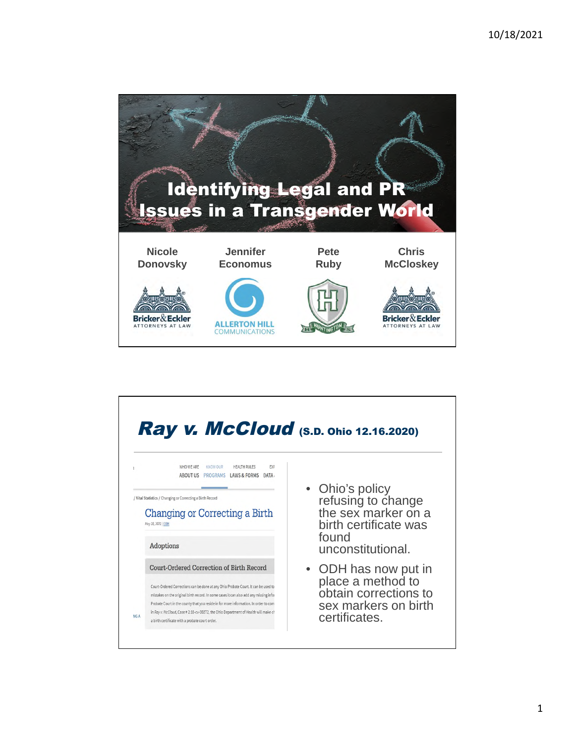# Identifying Legal and PR Issues in a Transgender World

| Nicole Donovsky | Jennifer Economus | Pete Ruby | Chris McCloskey |
| --- | --- | --- | --- |
| Bricker & Eckler Attorneys at Law | Allerton Hill Communications | Huntington | Bricker & Eckler Attorneys at Law |

## *Ray v. McCloud* (S.D. Ohio 12.16.2020)

WHO WE ARE / ABOUT US | KNOW OUR PROGRAMS | HEALTH RULES / LAWS & FORMS | DATA

/ Vital Statistics / Changing or Correcting a Birth Record

### Changing or Correcting a Birth

May 28, 2021 | ODH

**Adoptions**

**Court-Ordered Correction of Birth Record**

Court-Ordered Corrections can be done at any Ohio Probate Court. It can be used to ... mistakes on the original birth record. In some cases it can also add any missing info... Probate Court in the county that you reside in for more information. In order to com... in *Ray v. McCloud*, Case # 2:18-cv-00272, the Ohio Department of Health will make c... a birth certificate with a probate court order.

- Ohio's policy refusing to change the sex marker on a birth certificate was found unconstitutional.
- ODH has now put in place a method to obtain corrections to sex markers on birth certificates.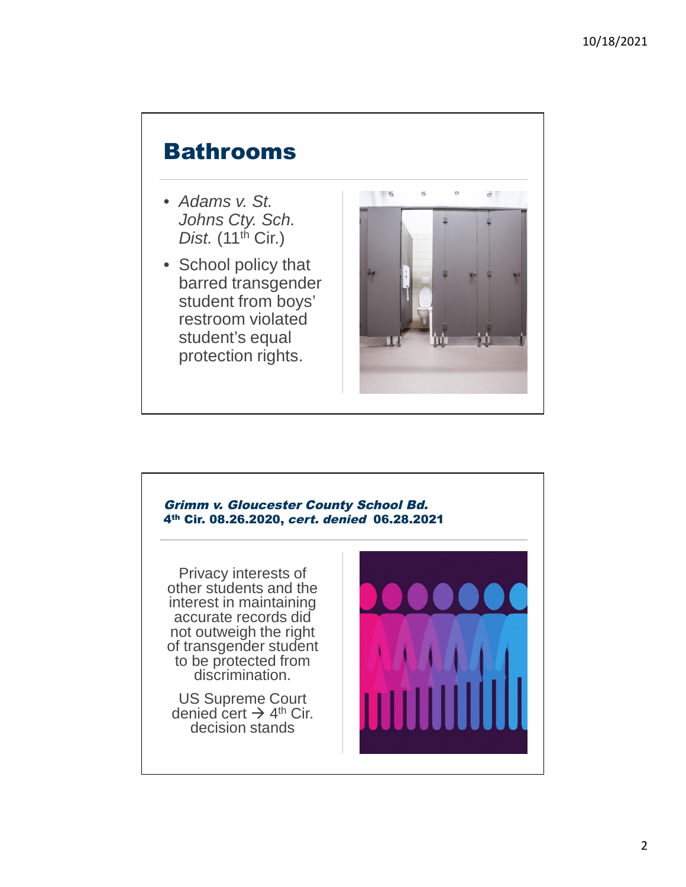## Bathrooms

- *Adams v. St. Johns Cty. Sch. Dist.* (11th Cir.)
- School policy that barred transgender student from boys' restroom violated student's equal protection rights.

### *Grimm v. Gloucester County School Bd.*
**4th Cir. 08.26.2020, *cert. denied* 06.28.2021**

Privacy interests of other students and the interest in maintaining accurate records did not outweigh the right of transgender student to be protected from discrimination.

US Supreme Court denied cert → 4th Cir. decision stands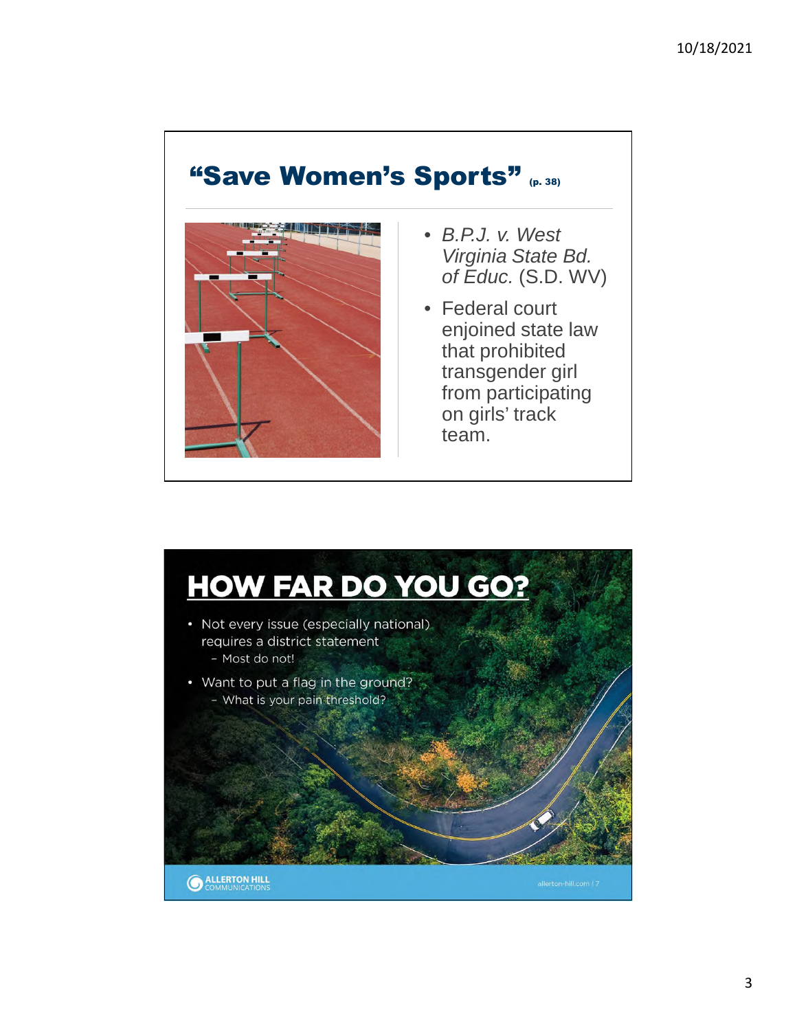## "Save Women's Sports" (p. 38)

- *B.P.J. v. West Virginia State Bd. of Educ.* (S.D. WV)
- Federal court enjoined state law that prohibited transgender girl from participating on girls' track team.

## HOW FAR DO YOU GO?

- Not every issue (especially national) requires a district statement
  - Most do not!
- Want to put a flag in the ground?
  - What is your pain threshold?

ALLERTON HILL COMMUNICATIONS

allerton-hill.com | 7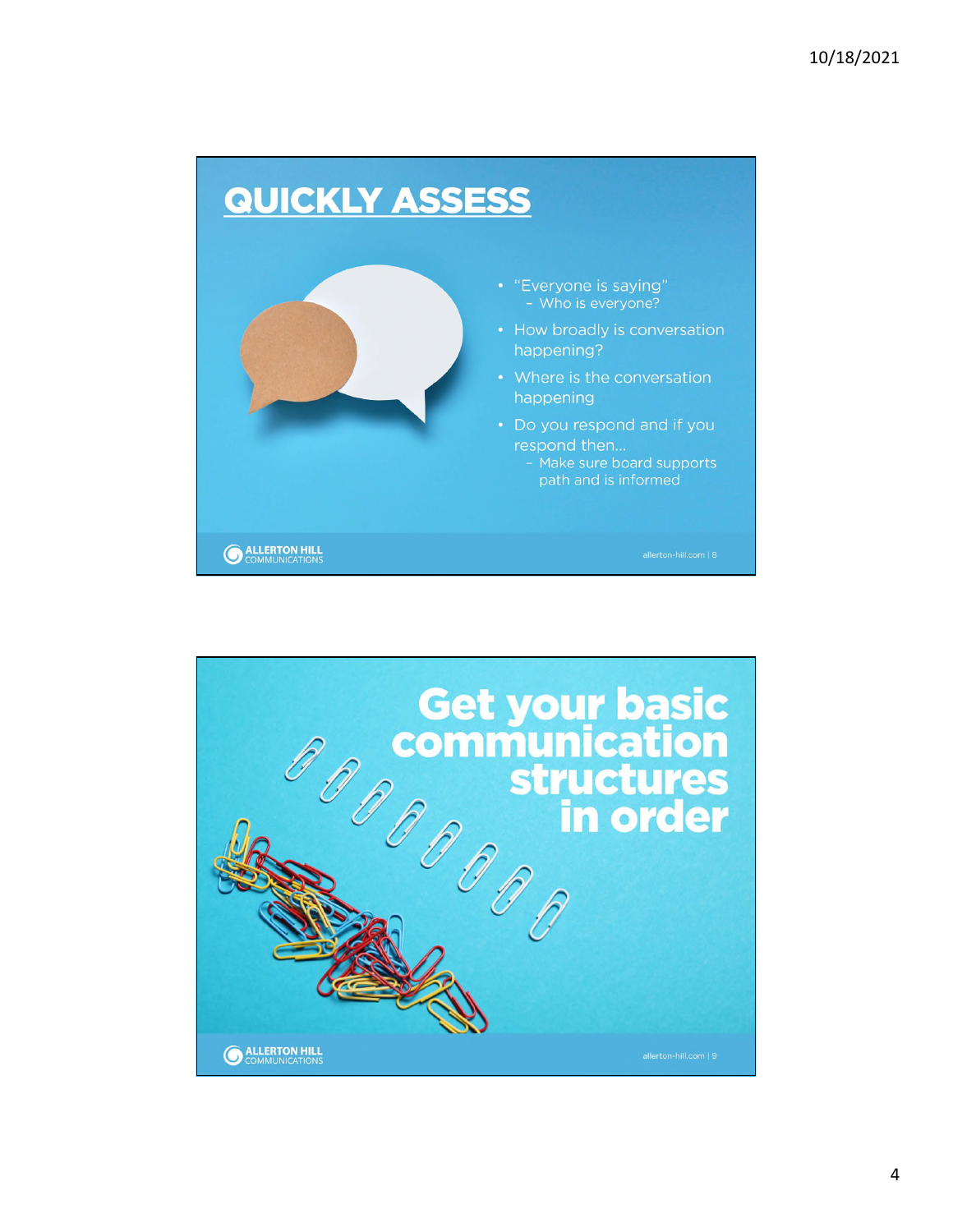# QUICKLY ASSESS

- "Everyone is saying"
  - Who is everyone?
- How broadly is conversation happening?
- Where is the conversation happening
- Do you respond and if you respond then…
  - Make sure board supports path and is informed

# Get your basic communication structures in order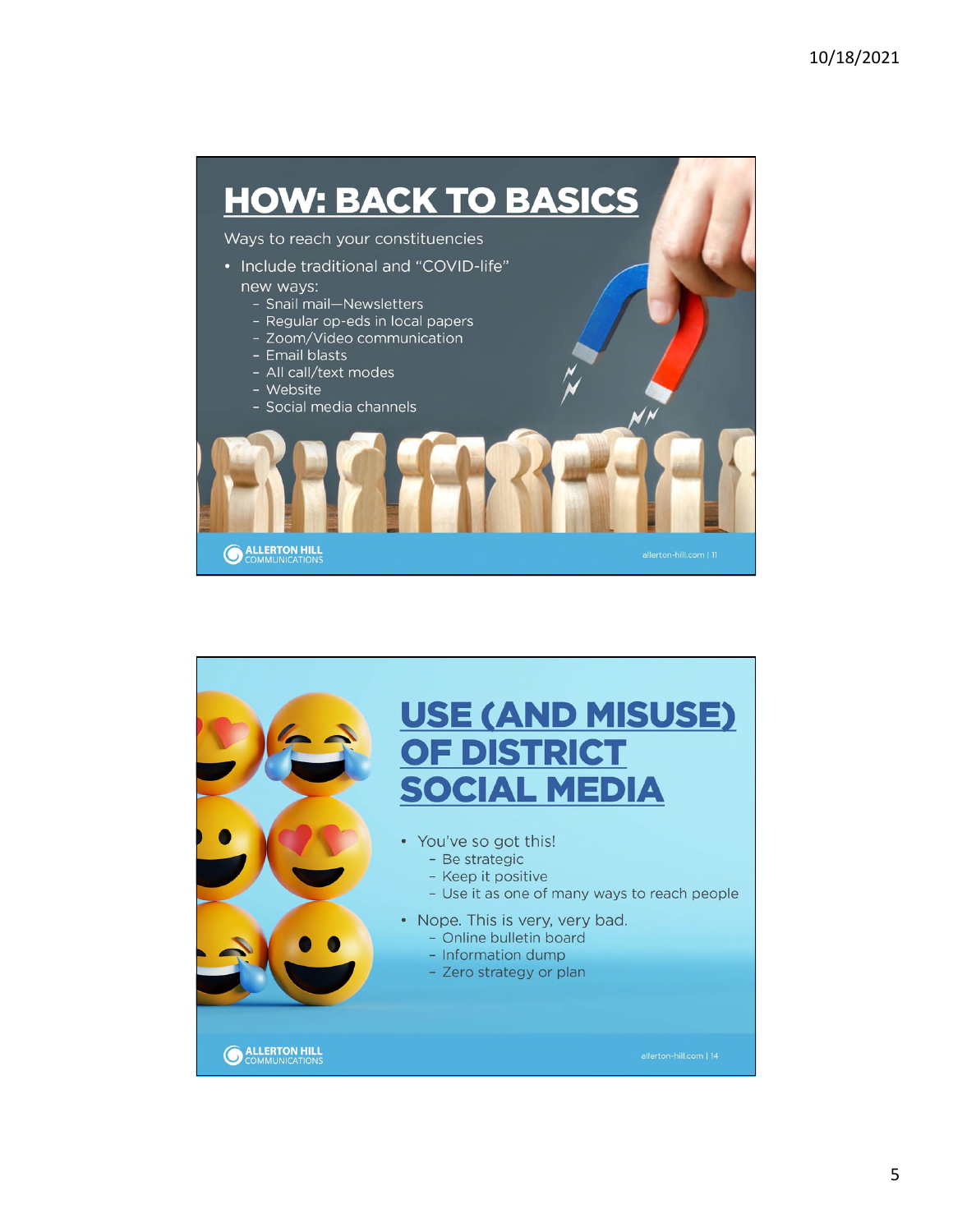## HOW: BACK TO BASICS

Ways to reach your constituencies

- Include traditional and "COVID-life" new ways:
  - Snail mail—Newsletters
  - Regular op-eds in local papers
  - Zoom/Video communication
  - Email blasts
  - All call/text modes
  - Website
  - Social media channels

ALLERTON HILL COMMUNICATIONS

allerton-hill.com | 11

## USE (AND MISUSE) OF DISTRICT SOCIAL MEDIA

- You've so got this!
  - Be strategic
  - Keep it positive
  - Use it as one of many ways to reach people
- Nope. This is very, very bad.
  - Online bulletin board
  - Information dump
  - Zero strategy or plan

ALLERTON HILL COMMUNICATIONS

allerton-hill.com | 14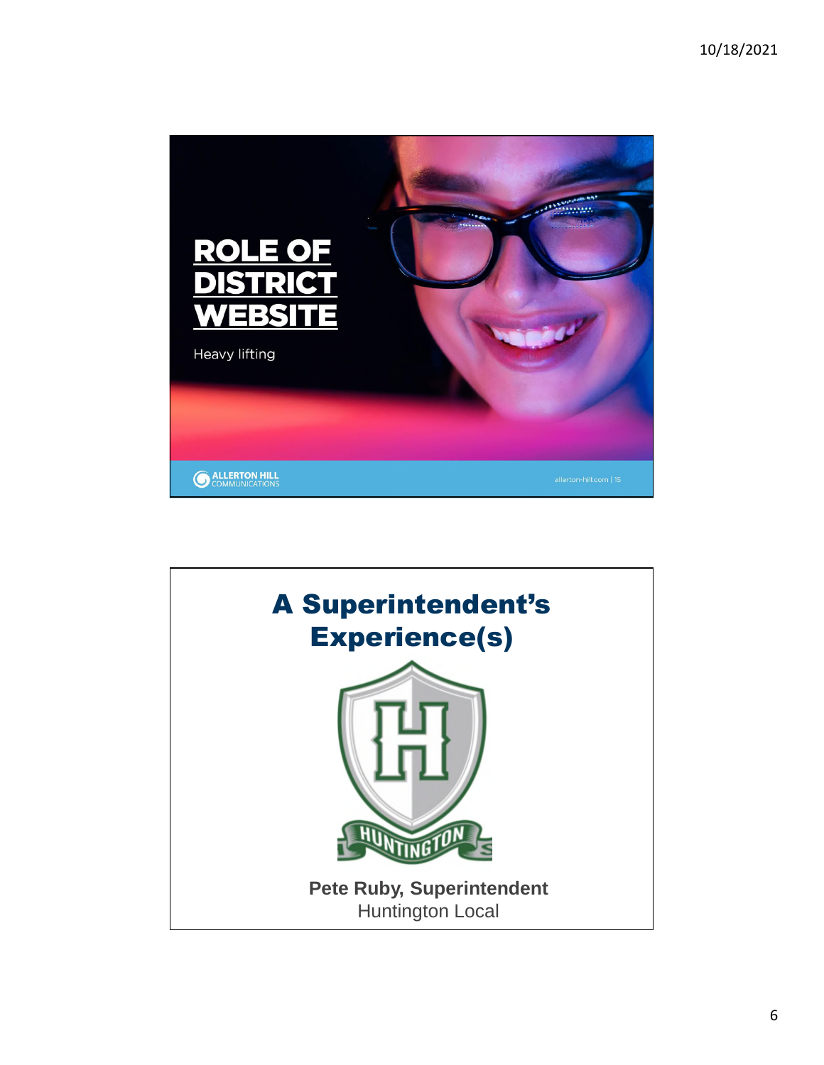# ROLE OF DISTRICT WEBSITE

Heavy lifting

ALLERTON HILL COMMUNICATIONS

allerton-hill.com | 15

# A Superintendent's Experience(s)

HUNTINGTON

**Pete Ruby, Superintendent**
Huntington Local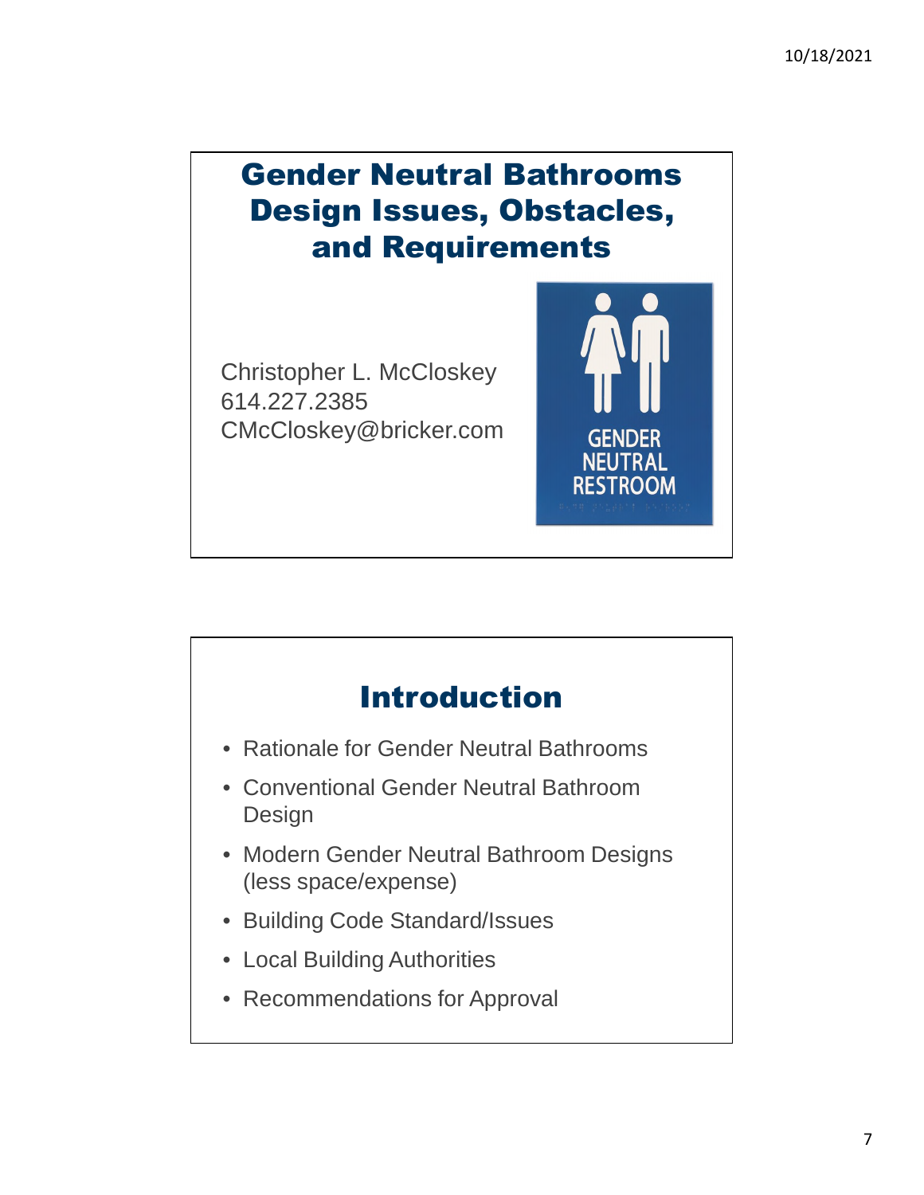# Gender Neutral Bathrooms Design Issues, Obstacles, and Requirements

Christopher L. McCloskey
614.227.2385
CMcCloskey@bricker.com

GENDER NEUTRAL RESTROOM

## Introduction

- Rationale for Gender Neutral Bathrooms
- Conventional Gender Neutral Bathroom Design
- Modern Gender Neutral Bathroom Designs (less space/expense)
- Building Code Standard/Issues
- Local Building Authorities
- Recommendations for Approval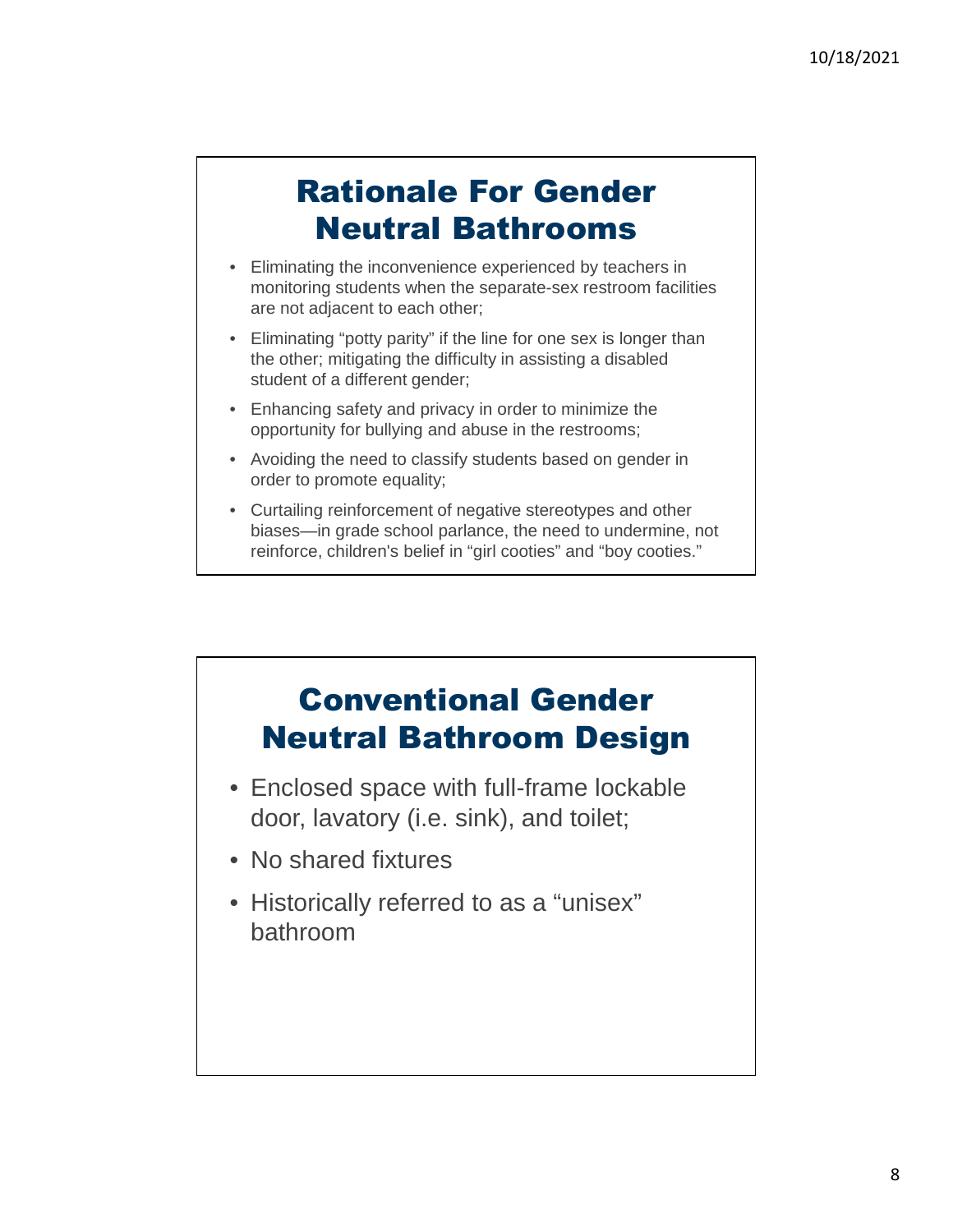## Rationale For Gender Neutral Bathrooms

- Eliminating the inconvenience experienced by teachers in monitoring students when the separate-sex restroom facilities are not adjacent to each other;
- Eliminating "potty parity" if the line for one sex is longer than the other; mitigating the difficulty in assisting a disabled student of a different gender;
- Enhancing safety and privacy in order to minimize the opportunity for bullying and abuse in the restrooms;
- Avoiding the need to classify students based on gender in order to promote equality;
- Curtailing reinforcement of negative stereotypes and other biases—in grade school parlance, the need to undermine, not reinforce, children's belief in "girl cooties" and "boy cooties."

## Conventional Gender Neutral Bathroom Design

- Enclosed space with full-frame lockable door, lavatory (i.e. sink), and toilet;
- No shared fixtures
- Historically referred to as a "unisex" bathroom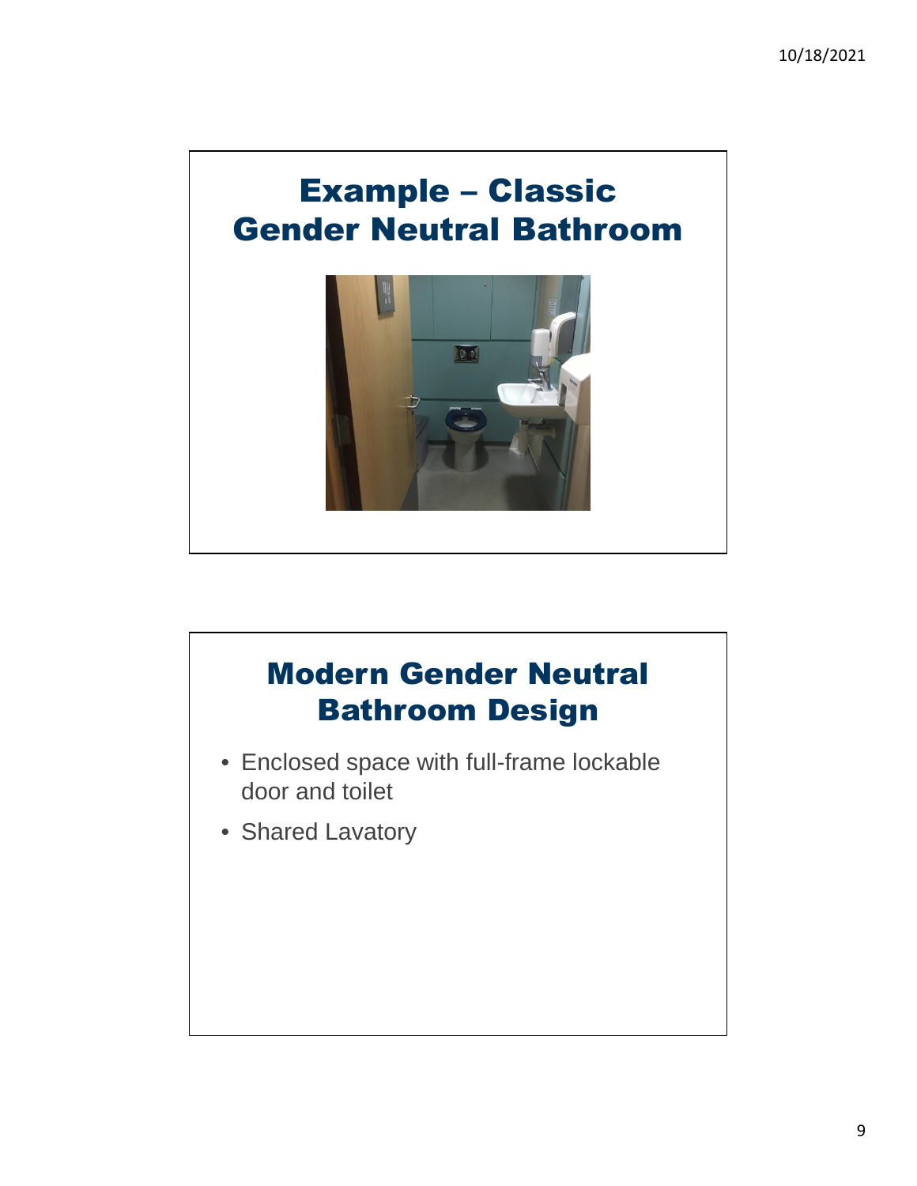# Example – Classic Gender Neutral Bathroom

# Modern Gender Neutral Bathroom Design

- Enclosed space with full-frame lockable door and toilet
- Shared Lavatory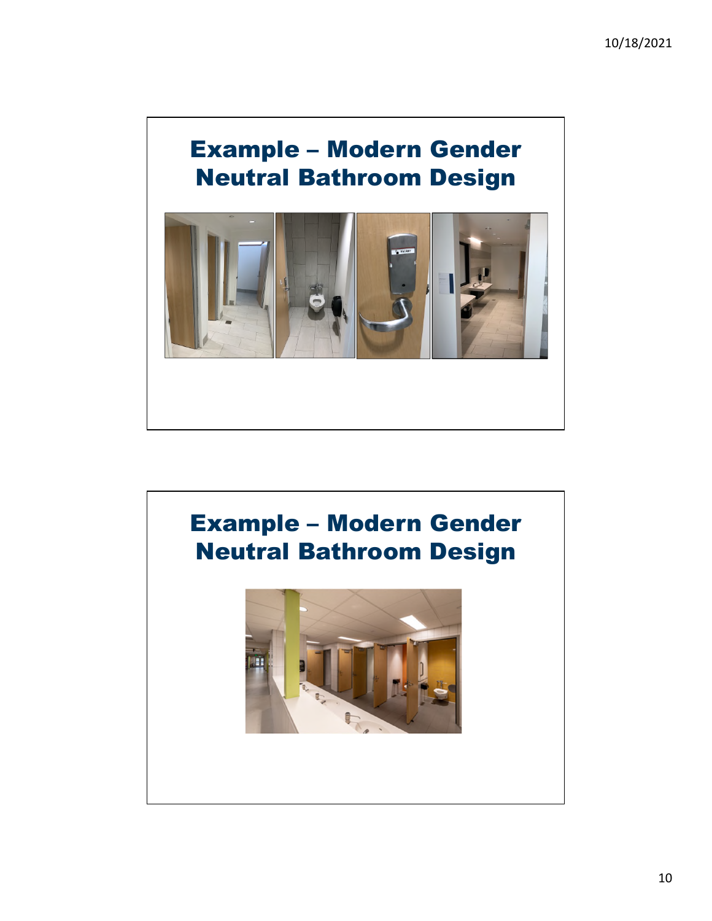## Example – Modern Gender Neutral Bathroom Design

## Example – Modern Gender Neutral Bathroom Design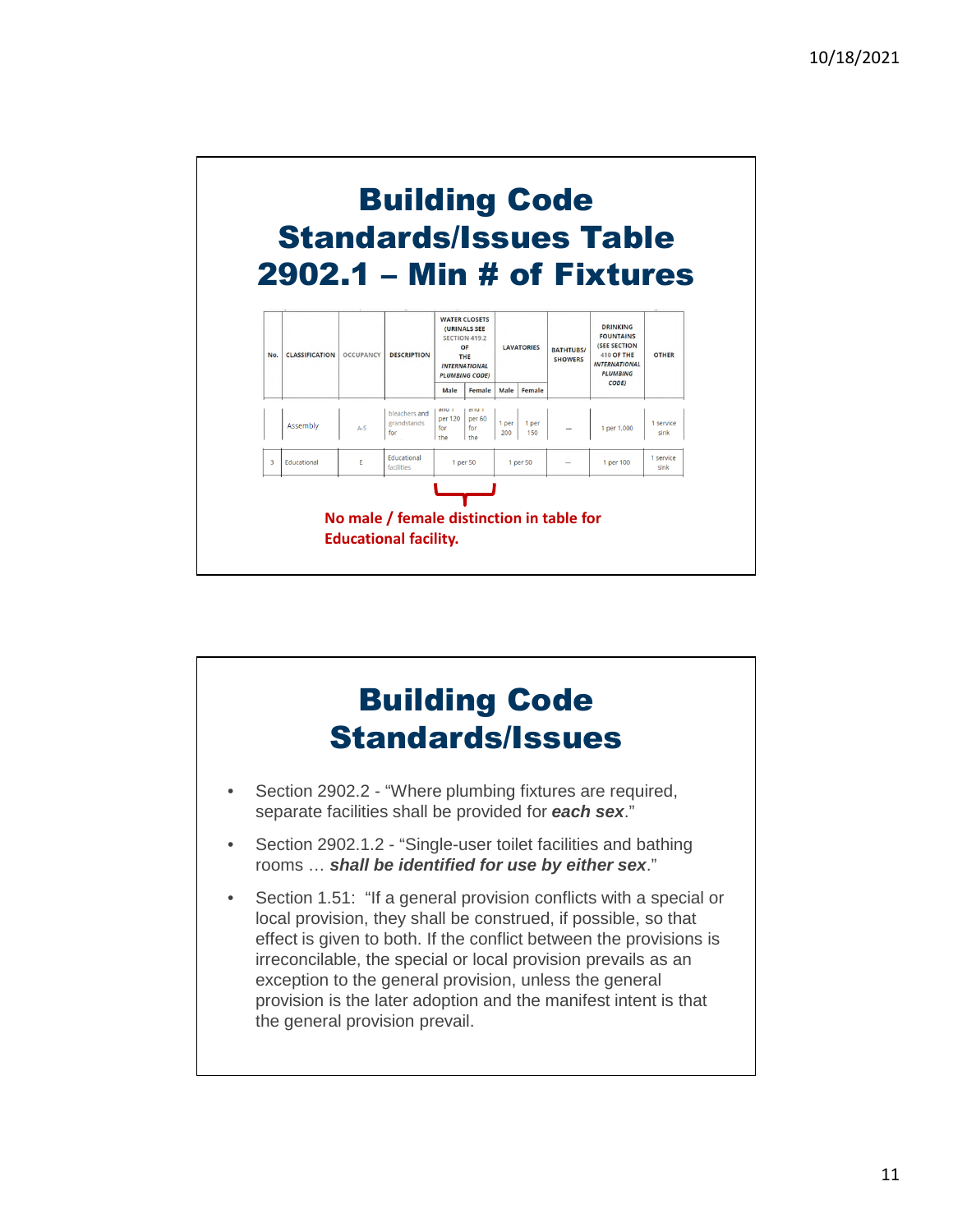# Building Code Standards/Issues Table 2902.1 – Min # of Fixtures

| No. | CLASSIFICATION | OCCUPANCY | DESCRIPTION | WATER CLOSETS (URINALS SEE SECTION 419.2 OF THE *INTERNATIONAL PLUMBING CODE*) | | LAVATORIES | | BATHTUBS/ SHOWERS | DRINKING FOUNTAINS (SEE SECTION 410 OF THE *INTERNATIONAL PLUMBING CODE*) | OTHER |
|---|---|---|---|---|---|---|---|---|---|---|
| | | | | Male | Female | Male | Female | | | |
| | Assembly | A-5 | bleachers and grandstands for | and 1 per 120 for the | and 1 per 60 for the | 1 per 200 | 1 per 150 | — | 1 per 1,000 | 1 service sink |
| 3 | Educational | E | Educational facilities | 1 per 50 | | 1 per 50 | | — | 1 per 100 | 1 service sink |

**No male / female distinction in table for Educational facility.**

# Building Code Standards/Issues

- Section 2902.2 - "Where plumbing fixtures are required, separate facilities shall be provided for ***each sex***."
- Section 2902.1.2 - "Single-user toilet facilities and bathing rooms … ***shall be identified for use by either sex***."
- Section 1.51: "If a general provision conflicts with a special or local provision, they shall be construed, if possible, so that effect is given to both. If the conflict between the provisions is irreconcilable, the special or local provision prevails as an exception to the general provision, unless the general provision is the later adoption and the manifest intent is that the general provision prevail.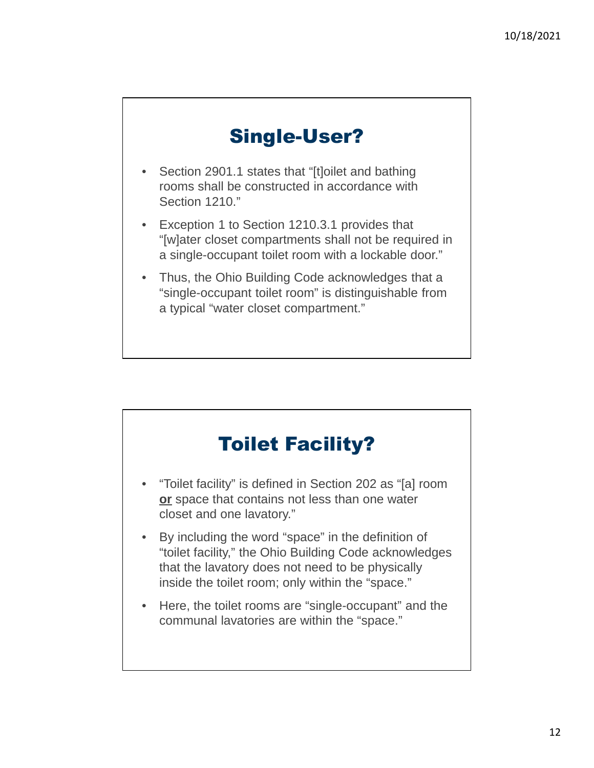## Single-User?

- Section 2901.1 states that "[t]oilet and bathing rooms shall be constructed in accordance with Section 1210."
- Exception 1 to Section 1210.3.1 provides that "[w]ater closet compartments shall not be required in a single-occupant toilet room with a lockable door."
- Thus, the Ohio Building Code acknowledges that a "single-occupant toilet room" is distinguishable from a typical "water closet compartment."

## Toilet Facility?

- "Toilet facility" is defined in Section 202 as "[a] room **<u>or</u>** space that contains not less than one water closet and one lavatory."
- By including the word "space" in the definition of "toilet facility," the Ohio Building Code acknowledges that the lavatory does not need to be physically inside the toilet room; only within the "space."
- Here, the toilet rooms are "single-occupant" and the communal lavatories are within the "space."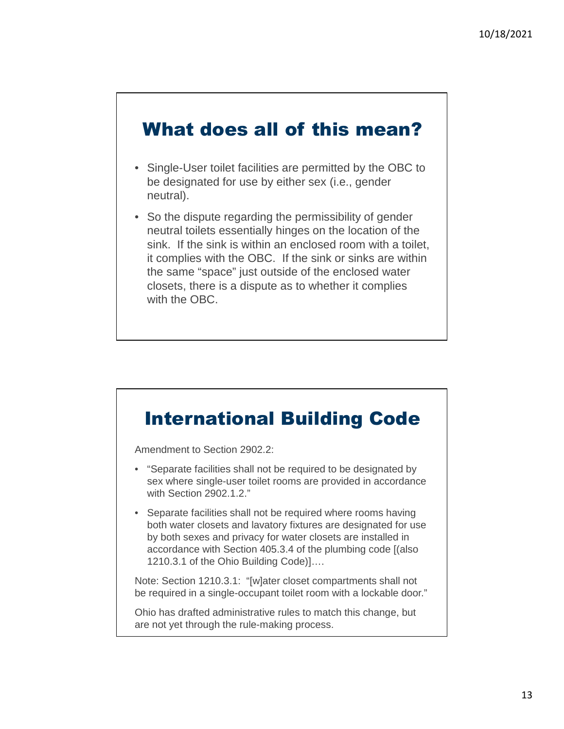## What does all of this mean?

- Single-User toilet facilities are permitted by the OBC to be designated for use by either sex (i.e., gender neutral).
- So the dispute regarding the permissibility of gender neutral toilets essentially hinges on the location of the sink. If the sink is within an enclosed room with a toilet, it complies with the OBC. If the sink or sinks are within the same "space" just outside of the enclosed water closets, there is a dispute as to whether it complies with the OBC.

## International Building Code

Amendment to Section 2902.2:

- "Separate facilities shall not be required to be designated by sex where single-user toilet rooms are provided in accordance with Section 2902.1.2."
- Separate facilities shall not be required where rooms having both water closets and lavatory fixtures are designated for use by both sexes and privacy for water closets are installed in accordance with Section 405.3.4 of the plumbing code [(also 1210.3.1 of the Ohio Building Code)]….

Note: Section 1210.3.1: "[w]ater closet compartments shall not be required in a single-occupant toilet room with a lockable door."

Ohio has drafted administrative rules to match this change, but are not yet through the rule-making process.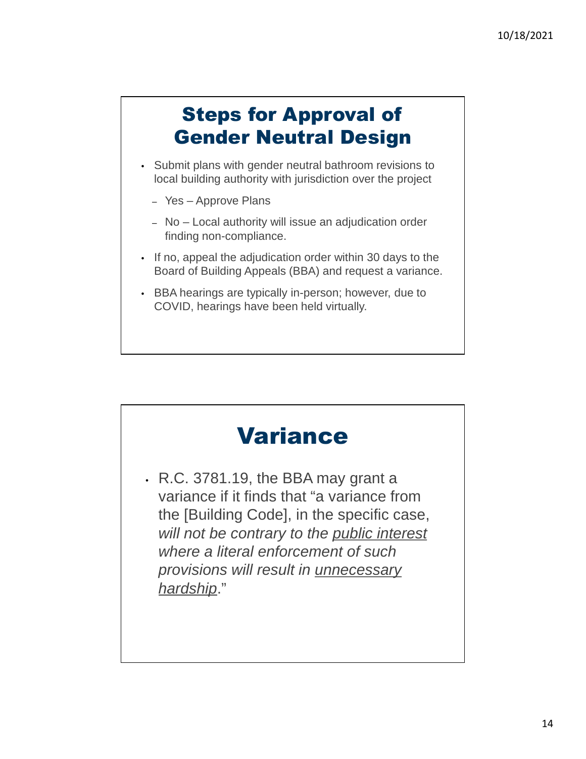## Steps for Approval of Gender Neutral Design

- Submit plans with gender neutral bathroom revisions to local building authority with jurisdiction over the project
  - Yes – Approve Plans
  - No – Local authority will issue an adjudication order finding non-compliance.
- If no, appeal the adjudication order within 30 days to the Board of Building Appeals (BBA) and request a variance.
- BBA hearings are typically in-person; however, due to COVID, hearings have been held virtually.

## Variance

- R.C. 3781.19, the BBA may grant a variance if it finds that "a variance from the [Building Code], in the specific case, *will not be contrary to the* ***public interest*** *where a literal enforcement of such provisions will result in* ***unnecessary hardship***."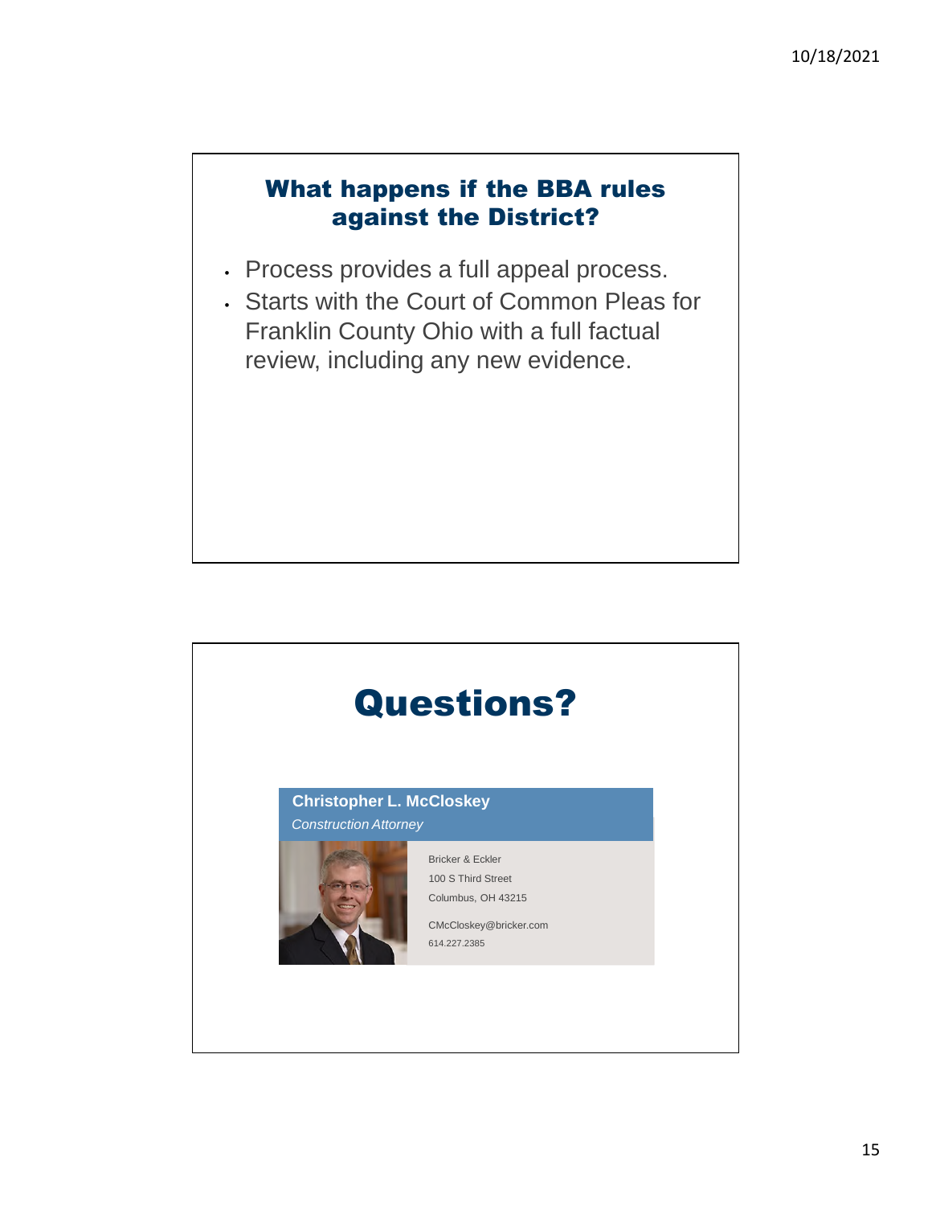## What happens if the BBA rules against the District?

- Process provides a full appeal process.
- Starts with the Court of Common Pleas for Franklin County Ohio with a full factual review, including any new evidence.

## Questions?

**Christopher L. McCloskey**
*Construction Attorney*

Bricker & Eckler
100 S Third Street
Columbus, OH 43215

CMcCloskey@bricker.com
614.227.2385